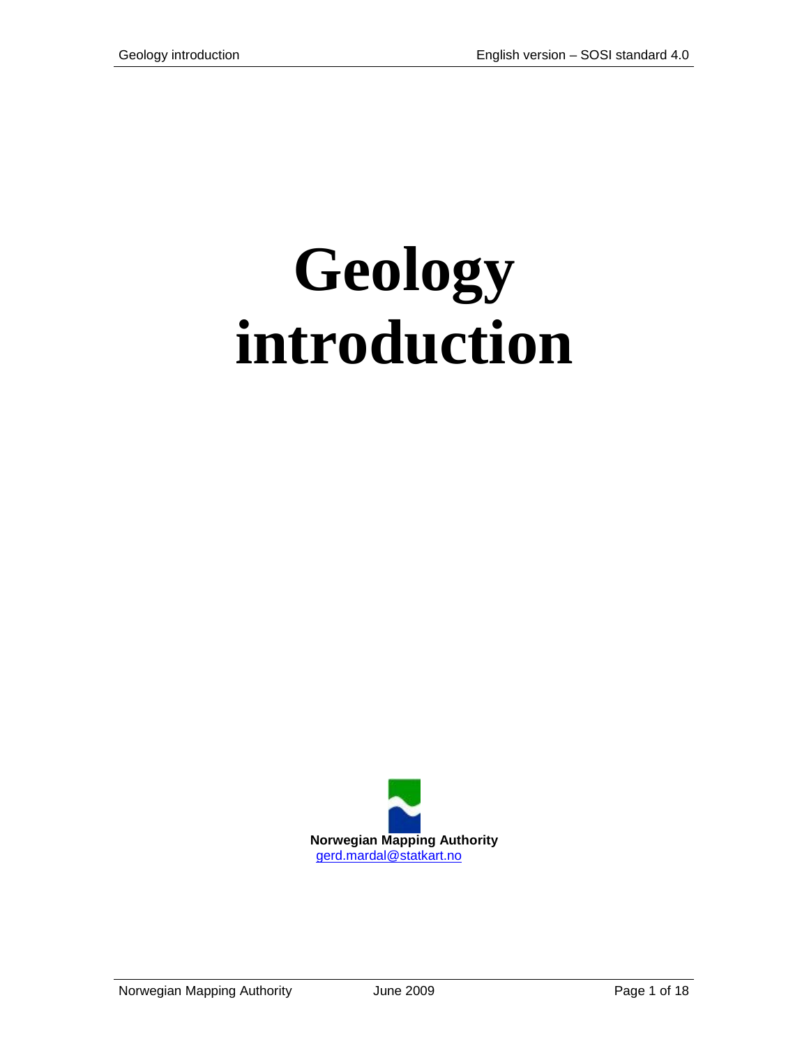# Geology introduction

**Norwegian Mapping Authority**
gerd.mardal@statkart.no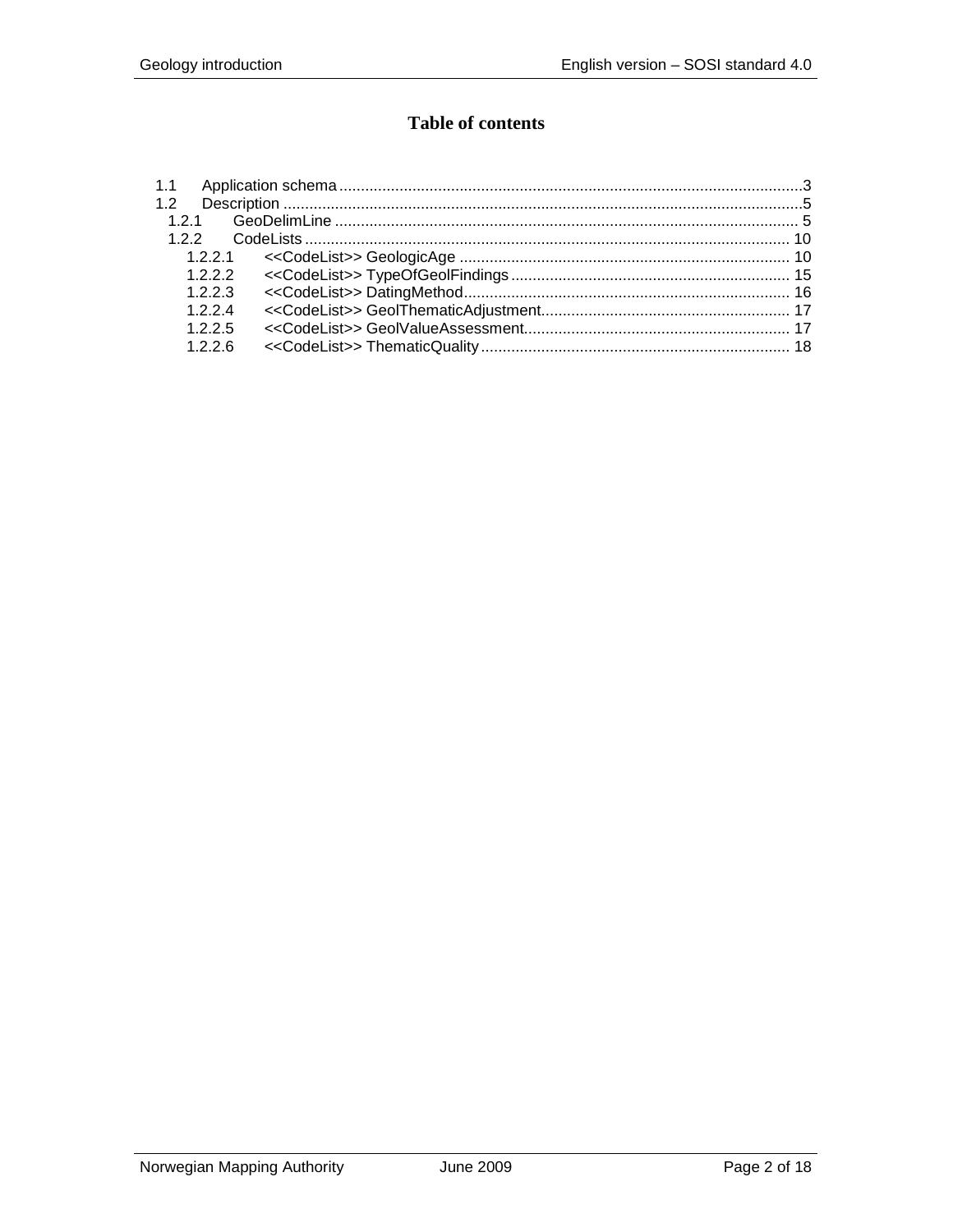# Table of contents

- 1.1 Application schema ....3
- 1.2 Description ....5
  - 1.2.1 GeoDelimLine .... 5
  - 1.2.2 CodeLists .... 10
    - 1.2.2.1 <<CodeList>> GeologicAge .... 10
    - 1.2.2.2 <<CodeList>> TypeOfGeolFindings .... 15
    - 1.2.2.3 <<CodeList>> DatingMethod .... 16
    - 1.2.2.4 <<CodeList>> GeolThematicAdjustment .... 17
    - 1.2.2.5 <<CodeList>> GeolValueAssessment .... 17
    - 1.2.2.6 <<CodeList>> ThematicQuality .... 18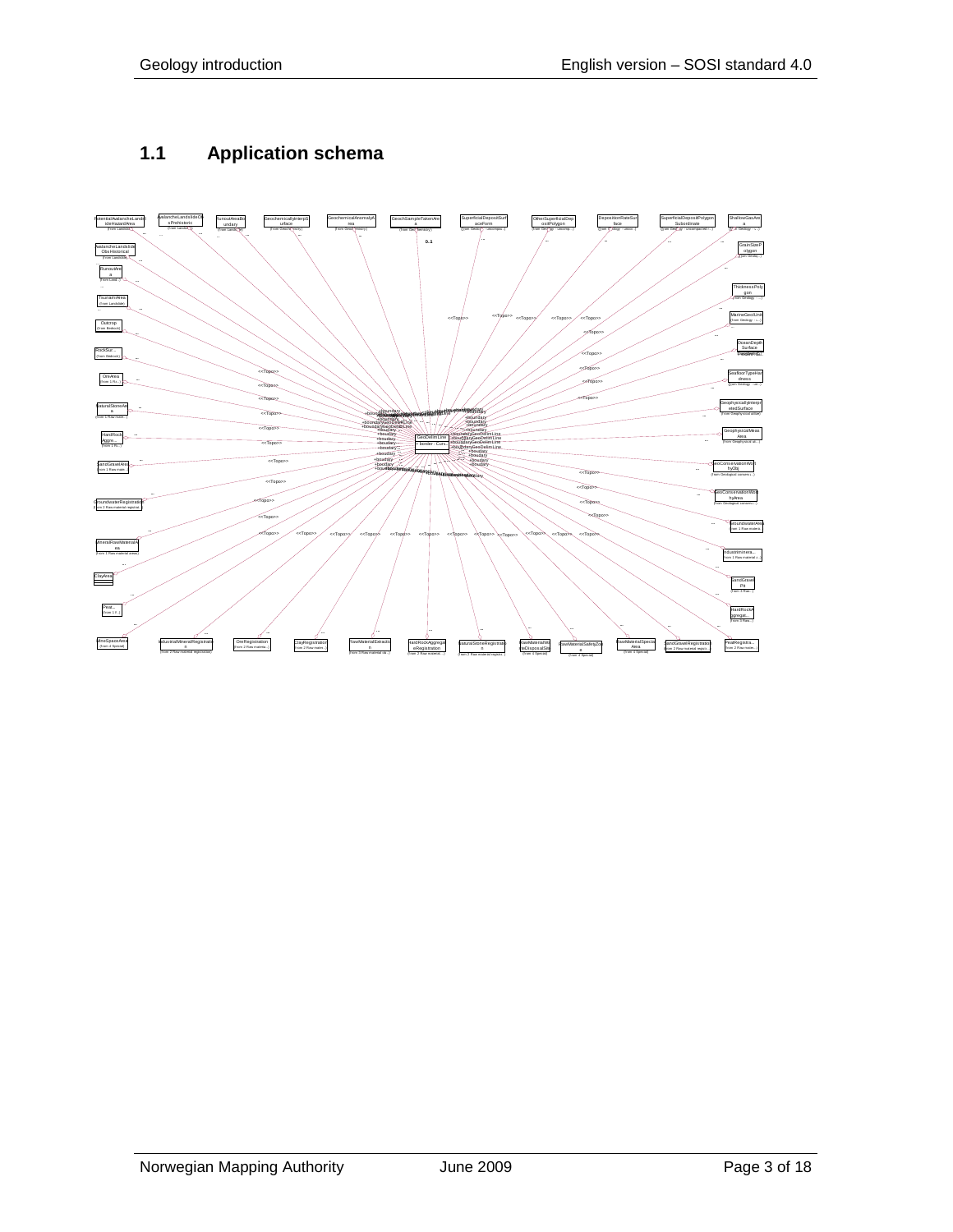## 1.1 Application schema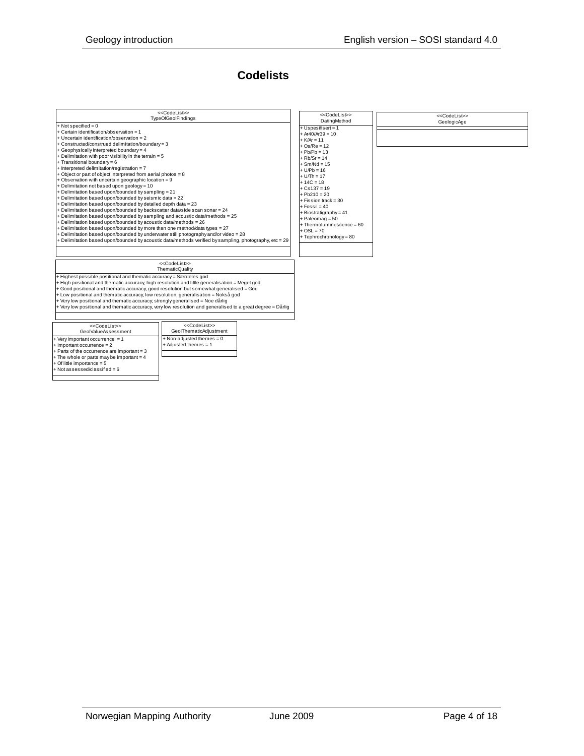## Codelists

<<CodeList>>
TypeOfGeolFindings

+ Not specified = 0
+ Certain identification/observation = 1
+ Uncertain identification/observation = 2
+ Constructed/construed delimitation/boundary = 3
+ Geophysically interpreted boundary = 4
+ Delimitation with poor visibility in the terrain = 5
+ Transitional boundary = 6
+ Interpreted delimitation/registration = 7
+ Object or part of object interpreted from aerial photos = 8
+ Observation with uncertain geographic location = 9
+ Delimitation not based upon geology = 10
+ Delimitation based upon/bounded by sampling = 21
+ Delimitation based upon/bounded by seismic data = 22
+ Delimitation based upon/bounded by detailed depth data = 23
+ Delimitation based upon/bounded by backscatter data/side scan sonar = 24
+ Delimitation based upon/bounded by sampling and acoustic data/methods = 25
+ Delimitation based upon/bounded by acoustic data/methods = 26
+ Delimitation based upon/bounded by more than one method/data types = 27
+ Delimitation based upon/bounded by underwater still photography and/or video = 28
+ Delimitation based upon/bounded by acoustic data/methods verified by sampling, photography, etc = 29

<<CodeList>>
DatingMethod

+ Uspesifisert = 1
+ Ar40/Ar39 = 10
+ K/Ar = 11
+ Os/Re = 12
+ Pb/Pb = 13
+ Rb/Sr = 14
+ Sm/Nd = 15
+ U/Pb = 16
+ U/Th = 17
+ 14C = 18
+ Cs137 = 19
+ Pb210 = 20
+ Fission track = 30
+ Fossil = 40
+ Biostratigraphy = 41
+ Paleomag = 50
+ Thermoluminescence = 60
+ OSL = 70
+ Tephrochronology = 80

<<CodeList>>
GeologicAge

<<CodeList>>
ThematicQuality

+ Highest possible positional and thematic accuracy = Særdeles god
+ High positional and thematic accuracy, high resolution and little generalisation = Meget god
+ Good positional and thematic accuracy, good resolution but somewhat generalised = God
+ Low positional and thematic accuracy, low resolution; generalisation = Nokså god
+ Very low positional and thematic accuracy; strongly generalised = Noe dårlig
+ Very low positional and thematic accuracy, very low resolution and generalised to a great degree = Dårlig

<<CodeList>>
GeolValueAssessment

+ Very important occurrence = 1
+ Important occurrence = 2
+ Parts of the occurrence are important = 3
+ The whole or parts may be important = 4
+ Of little importance = 5
+ Not assessed/classified = 6

<<CodeList>>
GeolThematicAdjustment

+ Non-adjusted themes = 0
+ Adjusted themes = 1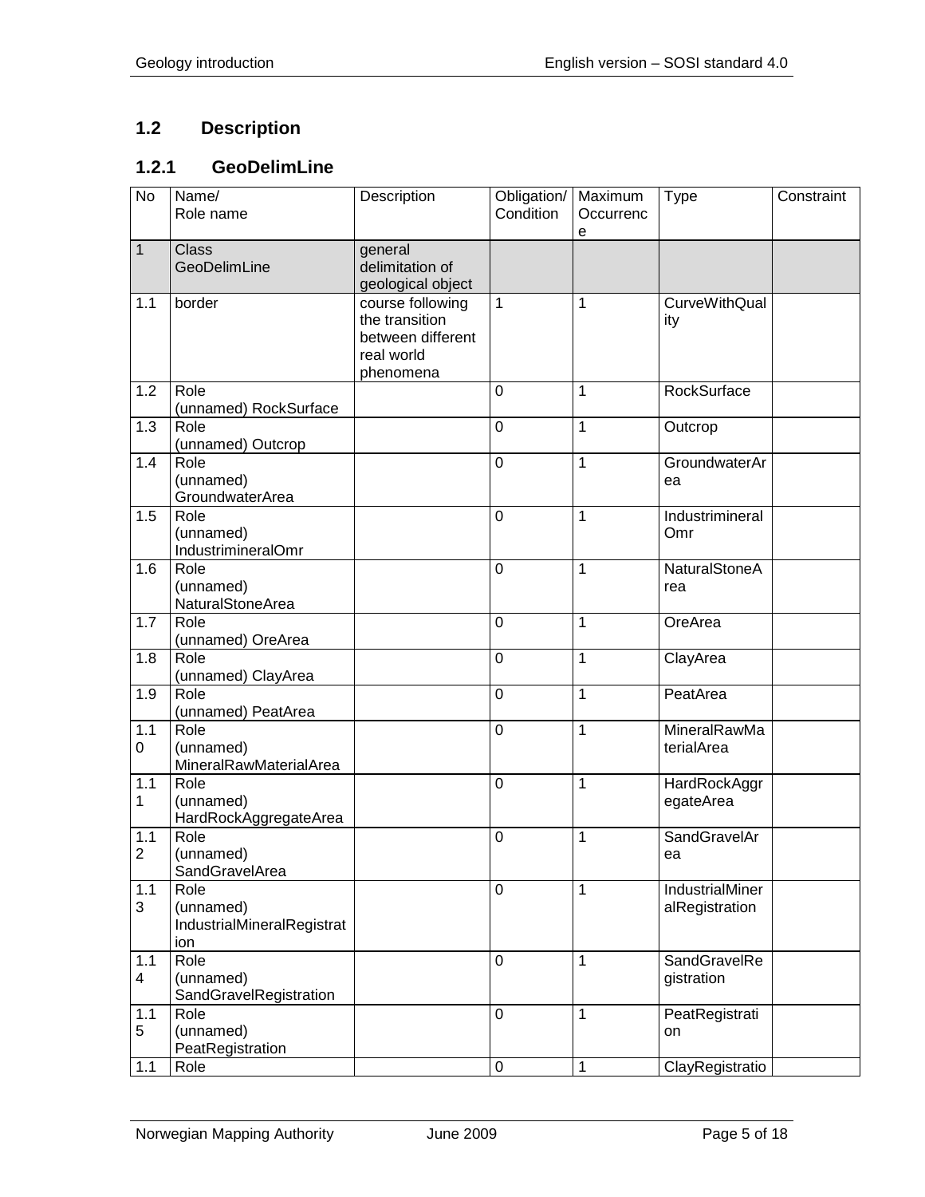## 1.2 Description

### 1.2.1 GeoDelimLine

| No | Name/ Role name | Description | Obligation/ Condition | Maximum Occurrence | Type | Constraint |
|---|---|---|---|---|---|---|
| 1 | Class GeoDelimLine | general delimitation of geological object | | | | |
| 1.1 | border | course following the transition between different real world phenomena | 1 | 1 | CurveWithQuality | |
| 1.2 | Role (unnamed) RockSurface | | 0 | 1 | RockSurface | |
| 1.3 | Role (unnamed) Outcrop | | 0 | 1 | Outcrop | |
| 1.4 | Role (unnamed) GroundwaterArea | | 0 | 1 | GroundwaterArea | |
| 1.5 | Role (unnamed) IndustrimineralOmr | | 0 | 1 | IndustrimineralOmr | |
| 1.6 | Role (unnamed) NaturalStoneArea | | 0 | 1 | NaturalStoneArea | |
| 1.7 | Role (unnamed) OreArea | | 0 | 1 | OreArea | |
| 1.8 | Role (unnamed) ClayArea | | 0 | 1 | ClayArea | |
| 1.9 | Role (unnamed) PeatArea | | 0 | 1 | PeatArea | |
| 1.10 | Role (unnamed) MineralRawMaterialArea | | 0 | 1 | MineralRawMaterialArea | |
| 1.11 | Role (unnamed) HardRockAggregateArea | | 0 | 1 | HardRockAggregateArea | |
| 1.12 | Role (unnamed) SandGravelArea | | 0 | 1 | SandGravelArea | |
| 1.13 | Role (unnamed) IndustrialMineralRegistration | | 0 | 1 | IndustrialMineralRegistration | |
| 1.14 | Role (unnamed) SandGravelRegistration | | 0 | 1 | SandGravelRegistration | |
| 1.15 | Role (unnamed) PeatRegistration | | 0 | 1 | PeatRegistration | |
| 1.1 | Role | | 0 | 1 | ClayRegistratio | |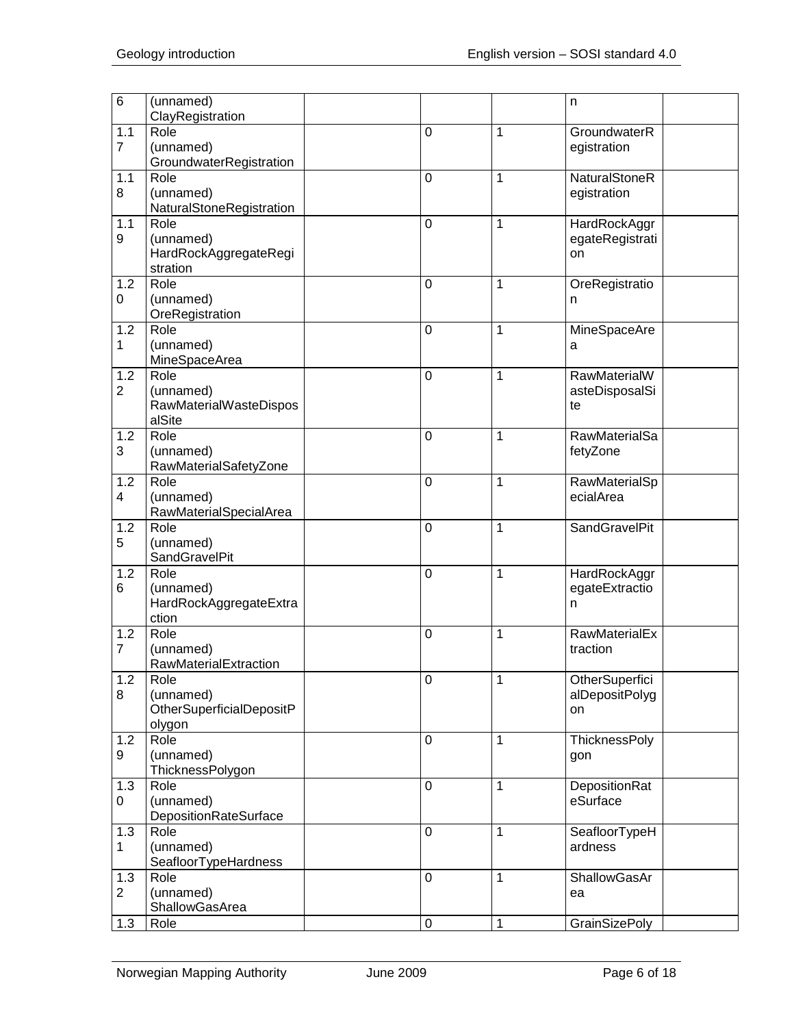| | | | | | | |
|---|---|---|---|---|---|---|
| 6 | (unnamed) ClayRegistration | | | | n | |
| 1.17 | Role (unnamed) GroundwaterRegistration | | 0 | 1 | GroundwaterRegistration | |
| 1.18 | Role (unnamed) NaturalStoneRegistration | | 0 | 1 | NaturalStoneRegistration | |
| 1.19 | Role (unnamed) HardRockAggregateRegistration | | 0 | 1 | HardRockAggregateRegistration | |
| 1.20 | Role (unnamed) OreRegistration | | 0 | 1 | OreRegistration | |
| 1.21 | Role (unnamed) MineSpaceArea | | 0 | 1 | MineSpaceArea | |
| 1.22 | Role (unnamed) RawMaterialWasteDisposalSite | | 0 | 1 | RawMaterialWasteDisposalSite | |
| 1.23 | Role (unnamed) RawMaterialSafetyZone | | 0 | 1 | RawMaterialSafetyZone | |
| 1.24 | Role (unnamed) RawMaterialSpecialArea | | 0 | 1 | RawMaterialSpecialArea | |
| 1.25 | Role (unnamed) SandGravelPit | | 0 | 1 | SandGravelPit | |
| 1.26 | Role (unnamed) HardRockAggregateExtraction | | 0 | 1 | HardRockAggregateExtraction | |
| 1.27 | Role (unnamed) RawMaterialExtraction | | 0 | 1 | RawMaterialExtraction | |
| 1.28 | Role (unnamed) OtherSuperficialDepositPolygon | | 0 | 1 | OtherSuperficialDepositPolygon | |
| 1.29 | Role (unnamed) ThicknessPolygon | | 0 | 1 | ThicknessPolygon | |
| 1.30 | Role (unnamed) DepositionRateSurface | | 0 | 1 | DepositionRateSurface | |
| 1.31 | Role (unnamed) SeafloorTypeHardness | | 0 | 1 | SeafloorTypeHardness | |
| 1.32 | Role (unnamed) ShallowGasArea | | 0 | 1 | ShallowGasArea | |
| 1.3 | Role | | 0 | 1 | GrainSizePoly | |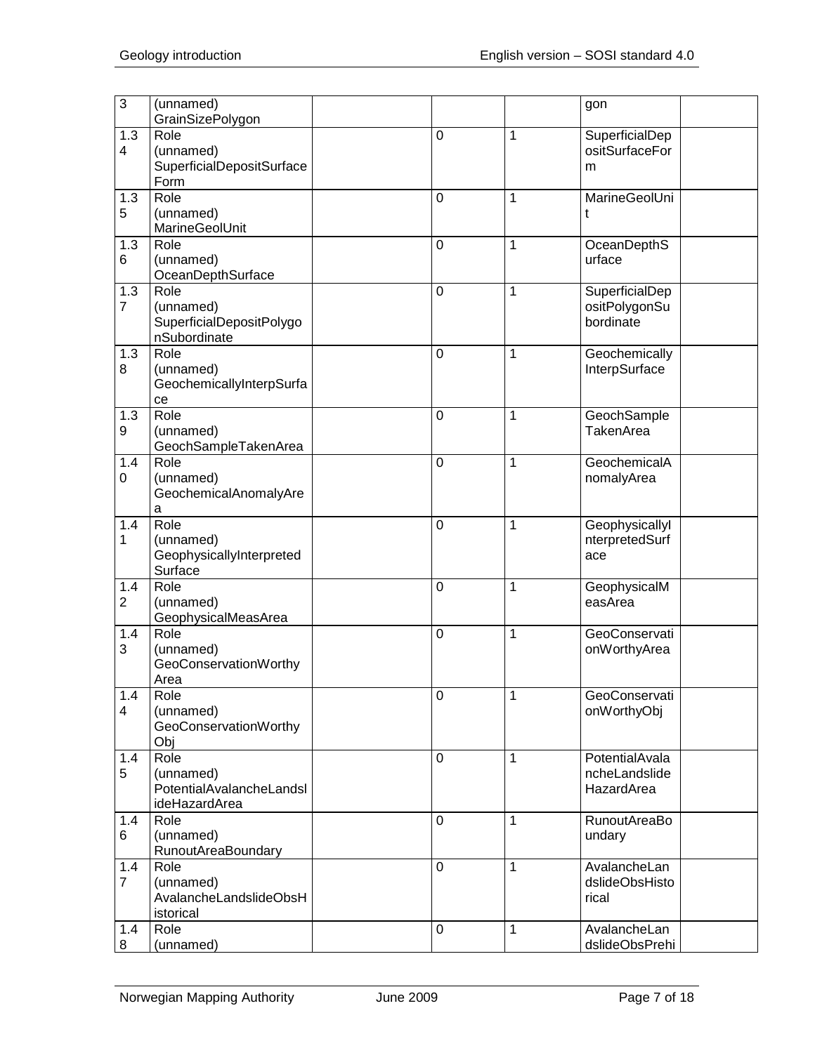| | | | | | | |
|---|---|---|---|---|---|---|
| 3 | (unnamed) GrainSizePolygon | | | | gon | |
| 1.34 | Role (unnamed) SuperficialDepositSurfaceForm | | 0 | 1 | SuperficialDepositSurfaceForm | |
| 1.35 | Role (unnamed) MarineGeolUnit | | 0 | 1 | MarineGeolUnit | |
| 1.36 | Role (unnamed) OceanDepthSurface | | 0 | 1 | OceanDepthSurface | |
| 1.37 | Role (unnamed) SuperficialDepositPolygonSubordinate | | 0 | 1 | SuperficialDepositPolygonSubordinate | |
| 1.38 | Role (unnamed) GeochemicallyInterpSurface | | 0 | 1 | GeochemicallyInterpSurface | |
| 1.39 | Role (unnamed) GeochSampleTakenArea | | 0 | 1 | GeochSampleTakenArea | |
| 1.40 | Role (unnamed) GeochemicalAnomalyArea | | 0 | 1 | GeochemicalAnomalyArea | |
| 1.41 | Role (unnamed) GeophysicallyInterpretedSurface | | 0 | 1 | GeophysicallyInterpretedSurface | |
| 1.42 | Role (unnamed) GeophysicalMeasArea | | 0 | 1 | GeophysicalMeasArea | |
| 1.43 | Role (unnamed) GeoConservationWorthyArea | | 0 | 1 | GeoConservationWorthyArea | |
| 1.44 | Role (unnamed) GeoConservationWorthyObj | | 0 | 1 | GeoConservationWorthyObj | |
| 1.45 | Role (unnamed) PotentialAvalancheLandslideHazardArea | | 0 | 1 | PotentialAvalancheLandslideHazardArea | |
| 1.46 | Role (unnamed) RunoutAreaBoundary | | 0 | 1 | RunoutAreaBoundary | |
| 1.47 | Role (unnamed) AvalancheLandslideObsHistorical | | 0 | 1 | AvalancheLandslideObsHistorical | |
| 1.48 | Role (unnamed) | | 0 | 1 | AvalancheLandslideObsPrehi | |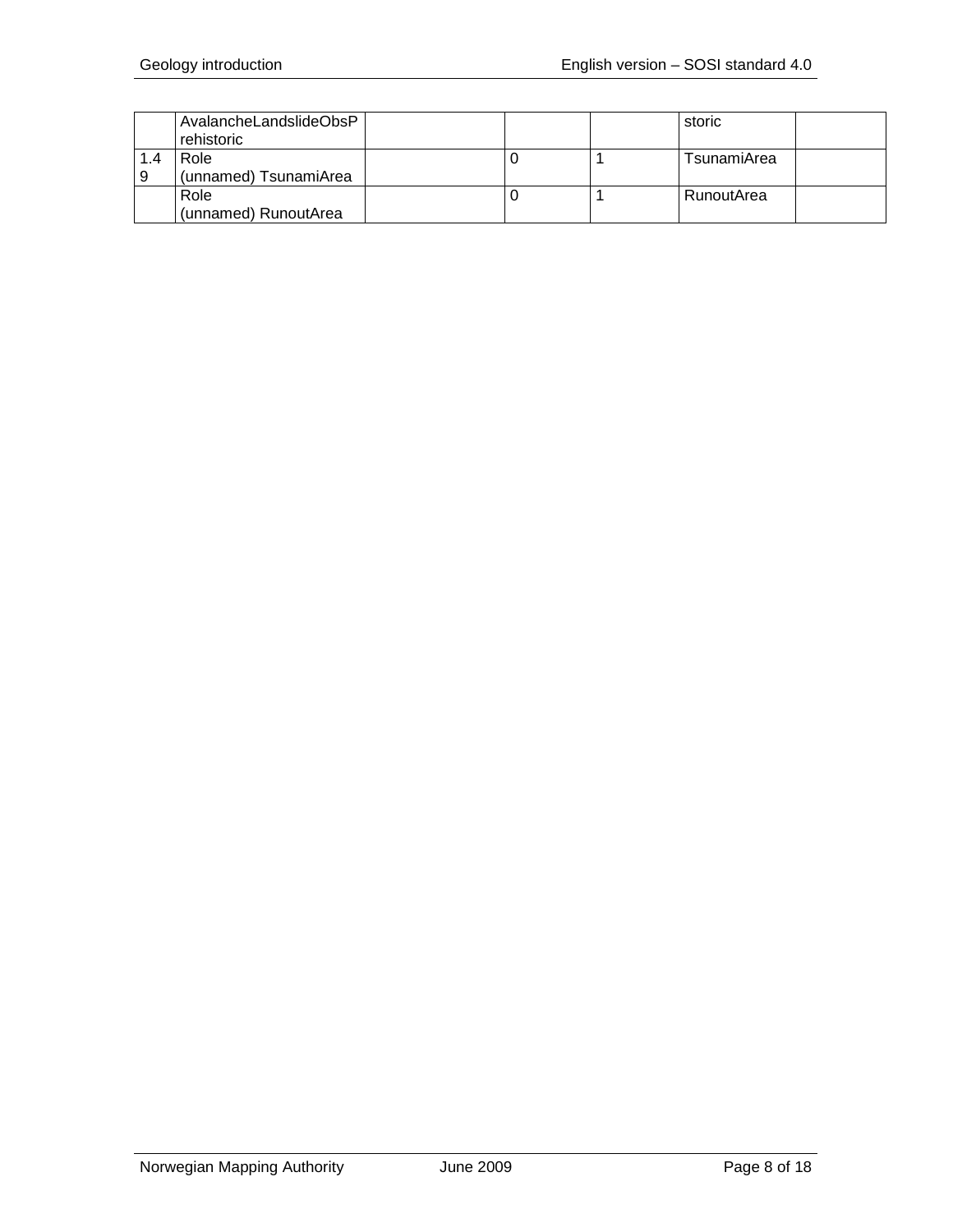| | | | | | | |
|---|---|---|---|---|---|---|
| | AvalancheLandslideObsPrehistoric | | | | storic | |
| 1.49 | Role (unnamed) TsunamiArea | | 0 | 1 | TsunamiArea | |
| | Role (unnamed) RunoutArea | | 0 | 1 | RunoutArea | |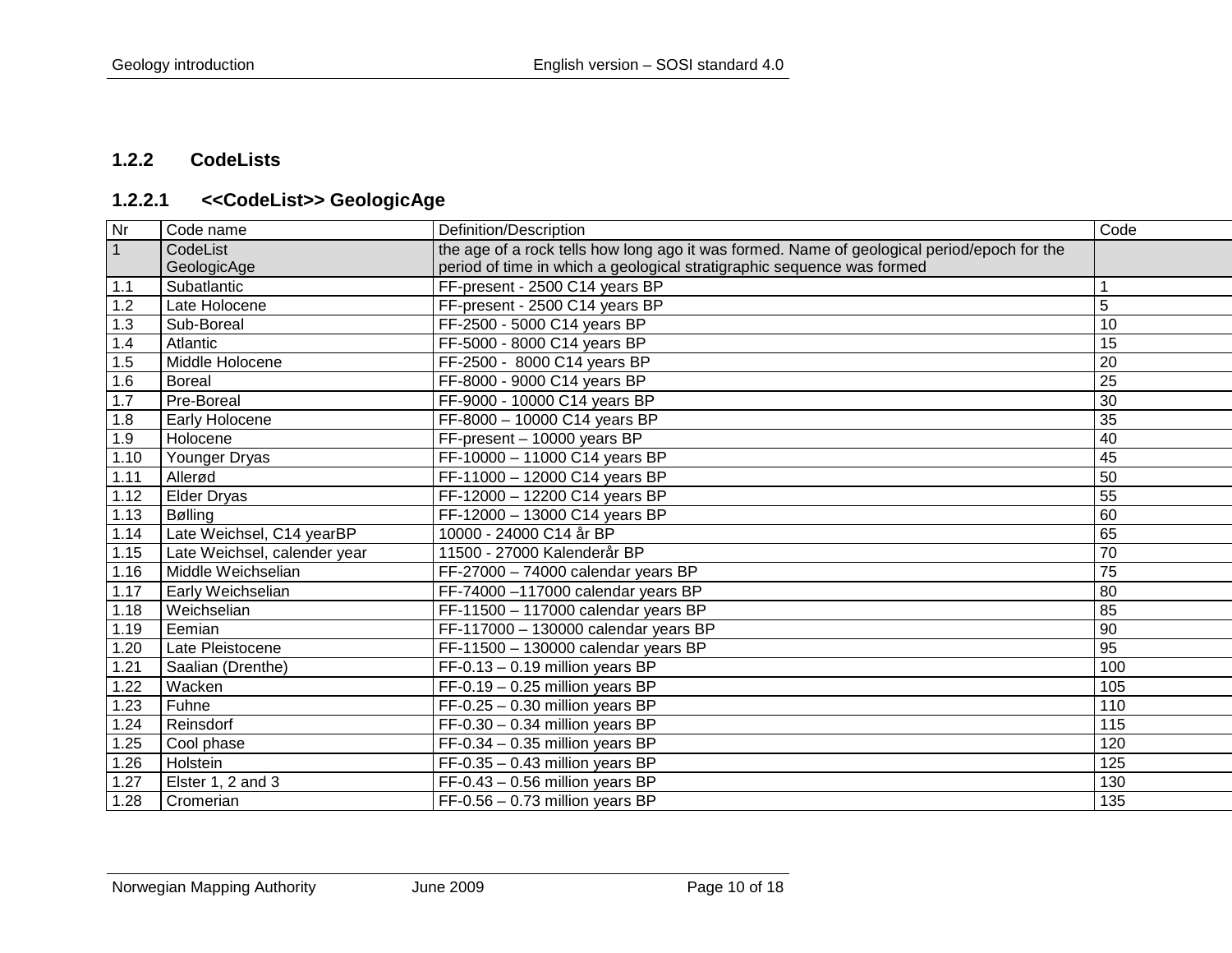### 1.2.2 CodeLists

#### 1.2.2.1 <<CodeList>> GeologicAge

| Nr | Code name | Definition/Description | Code |
|---|---|---|---|
| 1 | CodeList GeologicAge | the age of a rock tells how long ago it was formed. Name of geological period/epoch for the period of time in which a geological stratigraphic sequence was formed | |
| 1.1 | Subatlantic | FF-present - 2500 C14 years BP | 1 |
| 1.2 | Late Holocene | FF-present - 2500 C14 years BP | 5 |
| 1.3 | Sub-Boreal | FF-2500 - 5000 C14 years BP | 10 |
| 1.4 | Atlantic | FF-5000 - 8000 C14 years BP | 15 |
| 1.5 | Middle Holocene | FF-2500 - 8000 C14 years BP | 20 |
| 1.6 | Boreal | FF-8000 - 9000 C14 years BP | 25 |
| 1.7 | Pre-Boreal | FF-9000 - 10000 C14 years BP | 30 |
| 1.8 | Early Holocene | FF-8000 – 10000 C14 years BP | 35 |
| 1.9 | Holocene | FF-present – 10000 years BP | 40 |
| 1.10 | Younger Dryas | FF-10000 – 11000 C14 years BP | 45 |
| 1.11 | Allerød | FF-11000 – 12000 C14 years BP | 50 |
| 1.12 | Elder Dryas | FF-12000 – 12200 C14 years BP | 55 |
| 1.13 | Bølling | FF-12000 – 13000 C14 years BP | 60 |
| 1.14 | Late Weichsel, C14 yearBP | 10000 - 24000 C14 år BP | 65 |
| 1.15 | Late Weichsel, calender year | 11500 - 27000 Kalenderår BP | 70 |
| 1.16 | Middle Weichselian | FF-27000 – 74000 calendar years BP | 75 |
| 1.17 | Early Weichselian | FF-74000 –117000 calendar years BP | 80 |
| 1.18 | Weichselian | FF-11500 – 117000 calendar years BP | 85 |
| 1.19 | Eemian | FF-117000 – 130000 calendar years BP | 90 |
| 1.20 | Late Pleistocene | FF-11500 – 130000 calendar years BP | 95 |
| 1.21 | Saalian (Drenthe) | FF-0.13 – 0.19 million years BP | 100 |
| 1.22 | Wacken | FF-0.19 – 0.25 million years BP | 105 |
| 1.23 | Fuhne | FF-0.25 – 0.30 million years BP | 110 |
| 1.24 | Reinsdorf | FF-0.30 – 0.34 million years BP | 115 |
| 1.25 | Cool phase | FF-0.34 – 0.35 million years BP | 120 |
| 1.26 | Holstein | FF-0.35 – 0.43 million years BP | 125 |
| 1.27 | Elster 1, 2 and 3 | FF-0.43 – 0.56 million years BP | 130 |
| 1.28 | Cromerian | FF-0.56 – 0.73 million years BP | 135 |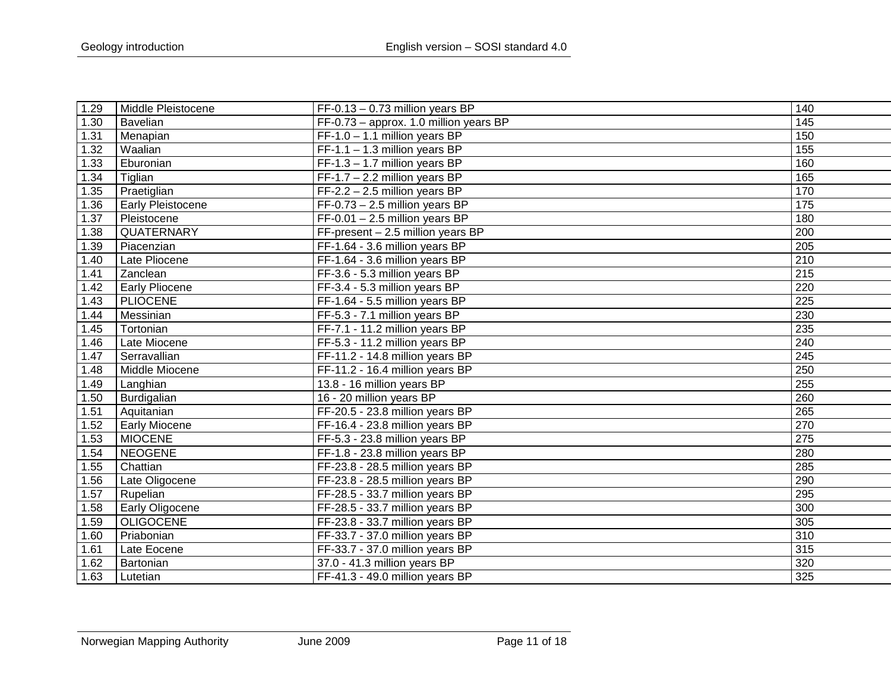| | | | |
|---|---|---|---|
| 1.29 | Middle Pleistocene | FF-0.13 – 0.73 million years BP | 140 |
| 1.30 | Bavelian | FF-0.73 – approx. 1.0 million years BP | 145 |
| 1.31 | Menapian | FF-1.0 – 1.1 million years BP | 150 |
| 1.32 | Waalian | FF-1.1 – 1.3 million years BP | 155 |
| 1.33 | Eburonian | FF-1.3 – 1.7 million years BP | 160 |
| 1.34 | Tiglian | FF-1.7 – 2.2 million years BP | 165 |
| 1.35 | Praetiglian | FF-2.2 – 2.5 million years BP | 170 |
| 1.36 | Early Pleistocene | FF-0.73 – 2.5 million years BP | 175 |
| 1.37 | Pleistocene | FF-0.01 – 2.5 million years BP | 180 |
| 1.38 | QUATERNARY | FF-present – 2.5 million years BP | 200 |
| 1.39 | Piacenzian | FF-1.64 - 3.6 million years BP | 205 |
| 1.40 | Late Pliocene | FF-1.64 - 3.6 million years BP | 210 |
| 1.41 | Zanclean | FF-3.6 - 5.3 million years BP | 215 |
| 1.42 | Early Pliocene | FF-3.4 - 5.3 million years BP | 220 |
| 1.43 | PLIOCENE | FF-1.64 - 5.5 million years BP | 225 |
| 1.44 | Messinian | FF-5.3 - 7.1 million years BP | 230 |
| 1.45 | Tortonian | FF-7.1 - 11.2 million years BP | 235 |
| 1.46 | Late Miocene | FF-5.3 - 11.2 million years BP | 240 |
| 1.47 | Serravallian | FF-11.2 - 14.8 million years BP | 245 |
| 1.48 | Middle Miocene | FF-11.2 - 16.4 million years BP | 250 |
| 1.49 | Langhian | 13.8 - 16 million years BP | 255 |
| 1.50 | Burdigalian | 16 - 20 million years BP | 260 |
| 1.51 | Aquitanian | FF-20.5 - 23.8 million years BP | 265 |
| 1.52 | Early Miocene | FF-16.4 - 23.8 million years BP | 270 |
| 1.53 | MIOCENE | FF-5.3 - 23.8 million years BP | 275 |
| 1.54 | NEOGENE | FF-1.8 - 23.8 million years BP | 280 |
| 1.55 | Chattian | FF-23.8 - 28.5 million years BP | 285 |
| 1.56 | Late Oligocene | FF-23.8 - 28.5 million years BP | 290 |
| 1.57 | Rupelian | FF-28.5 - 33.7 million years BP | 295 |
| 1.58 | Early Oligocene | FF-28.5 - 33.7 million years BP | 300 |
| 1.59 | OLIGOCENE | FF-23.8 - 33.7 million years BP | 305 |
| 1.60 | Priabonian | FF-33.7 - 37.0 million years BP | 310 |
| 1.61 | Late Eocene | FF-33.7 - 37.0 million years BP | 315 |
| 1.62 | Bartonian | 37.0 - 41.3 million years BP | 320 |
| 1.63 | Lutetian | FF-41.3 - 49.0 million years BP | 325 |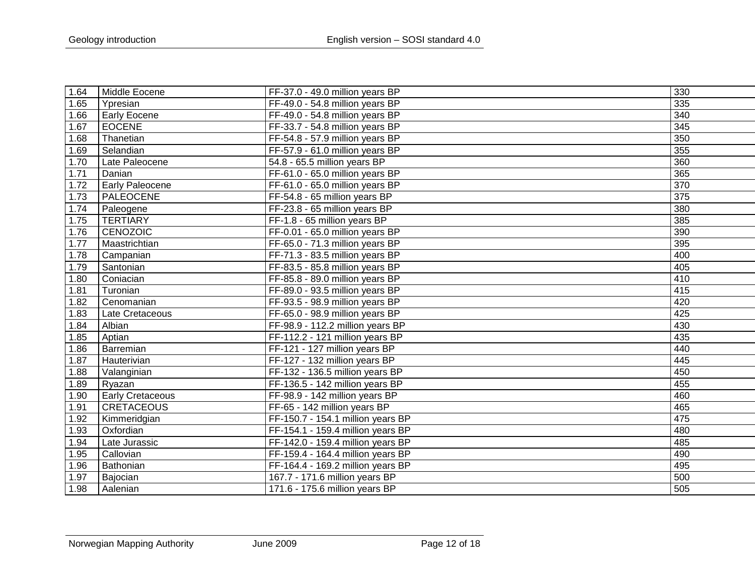| | | | |
|---|---|---|---|
| 1.64 | Middle Eocene | FF-37.0 - 49.0 million years BP | 330 |
| 1.65 | Ypresian | FF-49.0 - 54.8 million years BP | 335 |
| 1.66 | Early Eocene | FF-49.0 - 54.8 million years BP | 340 |
| 1.67 | EOCENE | FF-33.7 - 54.8 million years BP | 345 |
| 1.68 | Thanetian | FF-54.8 - 57.9 million years BP | 350 |
| 1.69 | Selandian | FF-57.9 - 61.0 million years BP | 355 |
| 1.70 | Late Paleocene | 54.8 - 65.5 million years BP | 360 |
| 1.71 | Danian | FF-61.0 - 65.0 million years BP | 365 |
| 1.72 | Early Paleocene | FF-61.0 - 65.0 million years BP | 370 |
| 1.73 | PALEOCENE | FF-54.8 - 65 million years BP | 375 |
| 1.74 | Paleogene | FF-23.8 - 65 million years BP | 380 |
| 1.75 | TERTIARY | FF-1.8 - 65 million years BP | 385 |
| 1.76 | CENOZOIC | FF-0.01 - 65.0 million years BP | 390 |
| 1.77 | Maastrichtian | FF-65.0 - 71.3 million years BP | 395 |
| 1.78 | Campanian | FF-71.3 - 83.5 million years BP | 400 |
| 1.79 | Santonian | FF-83.5 - 85.8 million years BP | 405 |
| 1.80 | Coniacian | FF-85.8 - 89.0 million years BP | 410 |
| 1.81 | Turonian | FF-89.0 - 93.5 million years BP | 415 |
| 1.82 | Cenomanian | FF-93.5 - 98.9 million years BP | 420 |
| 1.83 | Late Cretaceous | FF-65.0 - 98.9 million years BP | 425 |
| 1.84 | Albian | FF-98.9 - 112.2 million years BP | 430 |
| 1.85 | Aptian | FF-112.2 - 121 million years BP | 435 |
| 1.86 | Barremian | FF-121 - 127 million years BP | 440 |
| 1.87 | Hauterivian | FF-127 - 132 million years BP | 445 |
| 1.88 | Valanginian | FF-132 - 136.5 million years BP | 450 |
| 1.89 | Ryazan | FF-136.5 - 142 million years BP | 455 |
| 1.90 | Early Cretaceous | FF-98.9 - 142 million years BP | 460 |
| 1.91 | CRETACEOUS | FF-65 - 142 million years BP | 465 |
| 1.92 | Kimmeridgian | FF-150.7 - 154.1 million years BP | 475 |
| 1.93 | Oxfordian | FF-154.1 - 159.4 million years BP | 480 |
| 1.94 | Late Jurassic | FF-142.0 - 159.4 million years BP | 485 |
| 1.95 | Callovian | FF-159.4 - 164.4 million years BP | 490 |
| 1.96 | Bathonian | FF-164.4 - 169.2 million years BP | 495 |
| 1.97 | Bajocian | 167.7 - 171.6 million years BP | 500 |
| 1.98 | Aalenian | 171.6 - 175.6 million years BP | 505 |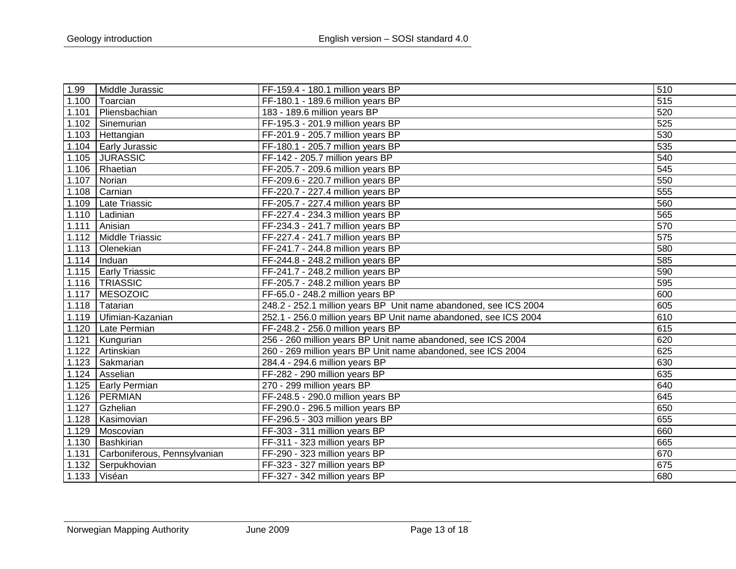| | | | |
|---|---|---|---|
| 1.99 | Middle Jurassic | FF-159.4 - 180.1 million years BP | 510 |
| 1.100 | Toarcian | FF-180.1 - 189.6 million years BP | 515 |
| 1.101 | Pliensbachian | 183 - 189.6 million years BP | 520 |
| 1.102 | Sinemurian | FF-195.3 - 201.9 million years BP | 525 |
| 1.103 | Hettangian | FF-201.9 - 205.7 million years BP | 530 |
| 1.104 | Early Jurassic | FF-180.1 - 205.7 million years BP | 535 |
| 1.105 | JURASSIC | FF-142 - 205.7 million years BP | 540 |
| 1.106 | Rhaetian | FF-205.7 - 209.6 million years BP | 545 |
| 1.107 | Norian | FF-209.6 - 220.7 million years BP | 550 |
| 1.108 | Carnian | FF-220.7 - 227.4 million years BP | 555 |
| 1.109 | Late Triassic | FF-205.7 - 227.4 million years BP | 560 |
| 1.110 | Ladinian | FF-227.4 - 234.3 million years BP | 565 |
| 1.111 | Anisian | FF-234.3 - 241.7 million years BP | 570 |
| 1.112 | Middle Triassic | FF-227.4 - 241.7 million years BP | 575 |
| 1.113 | Olenekian | FF-241.7 - 244.8 million years BP | 580 |
| 1.114 | Induan | FF-244.8 - 248.2 million years BP | 585 |
| 1.115 | Early Triassic | FF-241.7 - 248.2 million years BP | 590 |
| 1.116 | TRIASSIC | FF-205.7 - 248.2 million years BP | 595 |
| 1.117 | MESOZOIC | FF-65.0 - 248.2 million years BP | 600 |
| 1.118 | Tatarian | 248.2 - 252.1 million years BP Unit name abandoned, see ICS 2004 | 605 |
| 1.119 | Ufimian-Kazanian | 252.1 - 256.0 million years BP Unit name abandoned, see ICS 2004 | 610 |
| 1.120 | Late Permian | FF-248.2 - 256.0 million years BP | 615 |
| 1.121 | Kungurian | 256 - 260 million years BP Unit name abandoned, see ICS 2004 | 620 |
| 1.122 | Artinskian | 260 - 269 million years BP Unit name abandoned, see ICS 2004 | 625 |
| 1.123 | Sakmarian | 284.4 - 294.6 million years BP | 630 |
| 1.124 | Asselian | FF-282 - 290 million years BP | 635 |
| 1.125 | Early Permian | 270 - 299 million years BP | 640 |
| 1.126 | PERMIAN | FF-248.5 - 290.0 million years BP | 645 |
| 1.127 | Gzhelian | FF-290.0 - 296.5 million years BP | 650 |
| 1.128 | Kasimovian | FF-296.5 - 303 million years BP | 655 |
| 1.129 | Moscovian | FF-303 - 311 million years BP | 660 |
| 1.130 | Bashkirian | FF-311 - 323 million years BP | 665 |
| 1.131 | Carboniferous, Pennsylvanian | FF-290 - 323 million years BP | 670 |
| 1.132 | Serpukhovian | FF-323 - 327 million years BP | 675 |
| 1.133 | Viséan | FF-327 - 342 million years BP | 680 |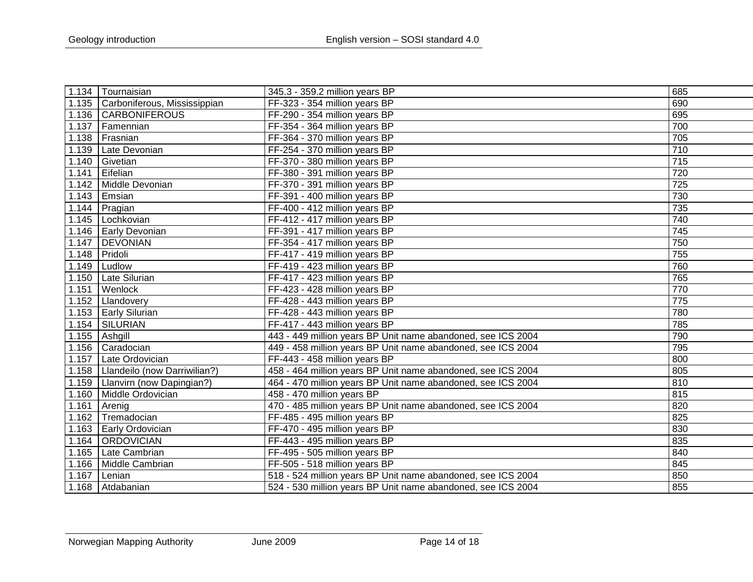| | | | |
|---|---|---|---|
| 1.134 | Tournaisian | 345.3 - 359.2 million years BP | 685 |
| 1.135 | Carboniferous, Mississippian | FF-323 - 354 million years BP | 690 |
| 1.136 | CARBONIFEROUS | FF-290 - 354 million years BP | 695 |
| 1.137 | Famennian | FF-354 - 364 million years BP | 700 |
| 1.138 | Frasnian | FF-364 - 370 million years BP | 705 |
| 1.139 | Late Devonian | FF-254 - 370 million years BP | 710 |
| 1.140 | Givetian | FF-370 - 380 million years BP | 715 |
| 1.141 | Eifelian | FF-380 - 391 million years BP | 720 |
| 1.142 | Middle Devonian | FF-370 - 391 million years BP | 725 |
| 1.143 | Emsian | FF-391 - 400 million years BP | 730 |
| 1.144 | Pragian | FF-400 - 412 million years BP | 735 |
| 1.145 | Lochkovian | FF-412 - 417 million years BP | 740 |
| 1.146 | Early Devonian | FF-391 - 417 million years BP | 745 |
| 1.147 | DEVONIAN | FF-354 - 417 million years BP | 750 |
| 1.148 | Pridoli | FF-417 - 419 million years BP | 755 |
| 1.149 | Ludlow | FF-419 - 423 million years BP | 760 |
| 1.150 | Late Silurian | FF-417 - 423 million years BP | 765 |
| 1.151 | Wenlock | FF-423 - 428 million years BP | 770 |
| 1.152 | Llandovery | FF-428 - 443 million years BP | 775 |
| 1.153 | Early Silurian | FF-428 - 443 million years BP | 780 |
| 1.154 | SILURIAN | FF-417 - 443 million years BP | 785 |
| 1.155 | Ashgill | 443 - 449 million years BP Unit name abandoned, see ICS 2004 | 790 |
| 1.156 | Caradocian | 449 - 458 million years BP Unit name abandoned, see ICS 2004 | 795 |
| 1.157 | Late Ordovician | FF-443 - 458 million years BP | 800 |
| 1.158 | Llandeilo (now Darriwilian?) | 458 - 464 million years BP Unit name abandoned, see ICS 2004 | 805 |
| 1.159 | Llanvirn (now Dapingian?) | 464 - 470 million years BP Unit name abandoned, see ICS 2004 | 810 |
| 1.160 | Middle Ordovician | 458 - 470 million years BP | 815 |
| 1.161 | Arenig | 470 - 485 million years BP Unit name abandoned, see ICS 2004 | 820 |
| 1.162 | Tremadocian | FF-485 - 495 million years BP | 825 |
| 1.163 | Early Ordovician | FF-470 - 495 million years BP | 830 |
| 1.164 | ORDOVICIAN | FF-443 - 495 million years BP | 835 |
| 1.165 | Late Cambrian | FF-495 - 505 million years BP | 840 |
| 1.166 | Middle Cambrian | FF-505 - 518 million years BP | 845 |
| 1.167 | Lenian | 518 - 524 million years BP Unit name abandoned, see ICS 2004 | 850 |
| 1.168 | Atdabanian | 524 - 530 million years BP Unit name abandoned, see ICS 2004 | 855 |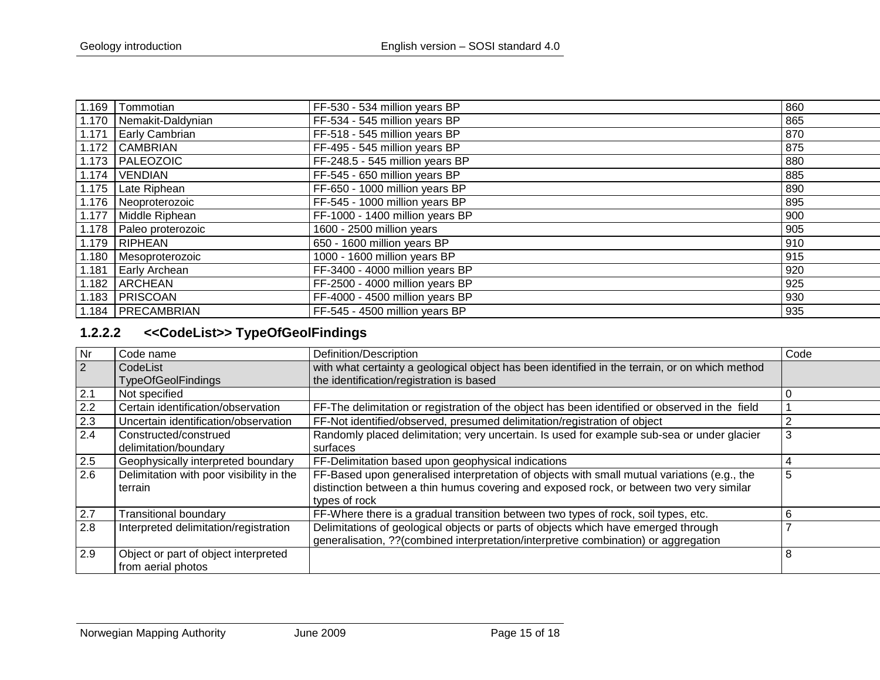| | | | |
|---|---|---|---|
| 1.169 | Tommotian | FF-530 - 534 million years BP | 860 |
| 1.170 | Nemakit-Daldynian | FF-534 - 545 million years BP | 865 |
| 1.171 | Early Cambrian | FF-518 - 545 million years BP | 870 |
| 1.172 | CAMBRIAN | FF-495 - 545 million years BP | 875 |
| 1.173 | PALEOZOIC | FF-248.5 - 545 million years BP | 880 |
| 1.174 | VENDIAN | FF-545 - 650 million years BP | 885 |
| 1.175 | Late Riphean | FF-650 - 1000 million years BP | 890 |
| 1.176 | Neoproterozoic | FF-545 - 1000 million years BP | 895 |
| 1.177 | Middle Riphean | FF-1000 - 1400 million years BP | 900 |
| 1.178 | Paleo proterozoic | 1600 - 2500 million years | 905 |
| 1.179 | RIPHEAN | 650 - 1600 million years BP | 910 |
| 1.180 | Mesoproterozoic | 1000 - 1600 million years BP | 915 |
| 1.181 | Early Archean | FF-3400 - 4000 million years BP | 920 |
| 1.182 | ARCHEAN | FF-2500 - 4000 million years BP | 925 |
| 1.183 | PRISCOAN | FF-4000 - 4500 million years BP | 930 |
| 1.184 | PRECAMBRIAN | FF-545 - 4500 million years BP | 935 |

### 1.2.2.2 <<CodeList>> TypeOfGeolFindings

| Nr | Code name | Definition/Description | Code |
|---|---|---|---|
| 2 | CodeList TypeOfGeolFindings | with what certainty a geological object has been identified in the terrain, or on which method the identification/registration is based | |
| 2.1 | Not specified | | 0 |
| 2.2 | Certain identification/observation | FF-The delimitation or registration of the object has been identified or observed in the field | 1 |
| 2.3 | Uncertain identification/observation | FF-Not identified/observed, presumed delimitation/registration of object | 2 |
| 2.4 | Constructed/construed delimitation/boundary | Randomly placed delimitation; very uncertain. Is used for example sub-sea or under glacier surfaces | 3 |
| 2.5 | Geophysically interpreted boundary | FF-Delimitation based upon geophysical indications | 4 |
| 2.6 | Delimitation with poor visibility in the terrain | FF-Based upon generalised interpretation of objects with small mutual variations (e.g., the distinction between a thin humus covering and exposed rock, or between two very similar types of rock | 5 |
| 2.7 | Transitional boundary | FF-Where there is a gradual transition between two types of rock, soil types, etc. | 6 |
| 2.8 | Interpreted delimitation/registration | Delimitations of geological objects or parts of objects which have emerged through generalisation, ??(combined interpretation/interpretive combination) or aggregation | 7 |
| 2.9 | Object or part of object interpreted from aerial photos | | 8 |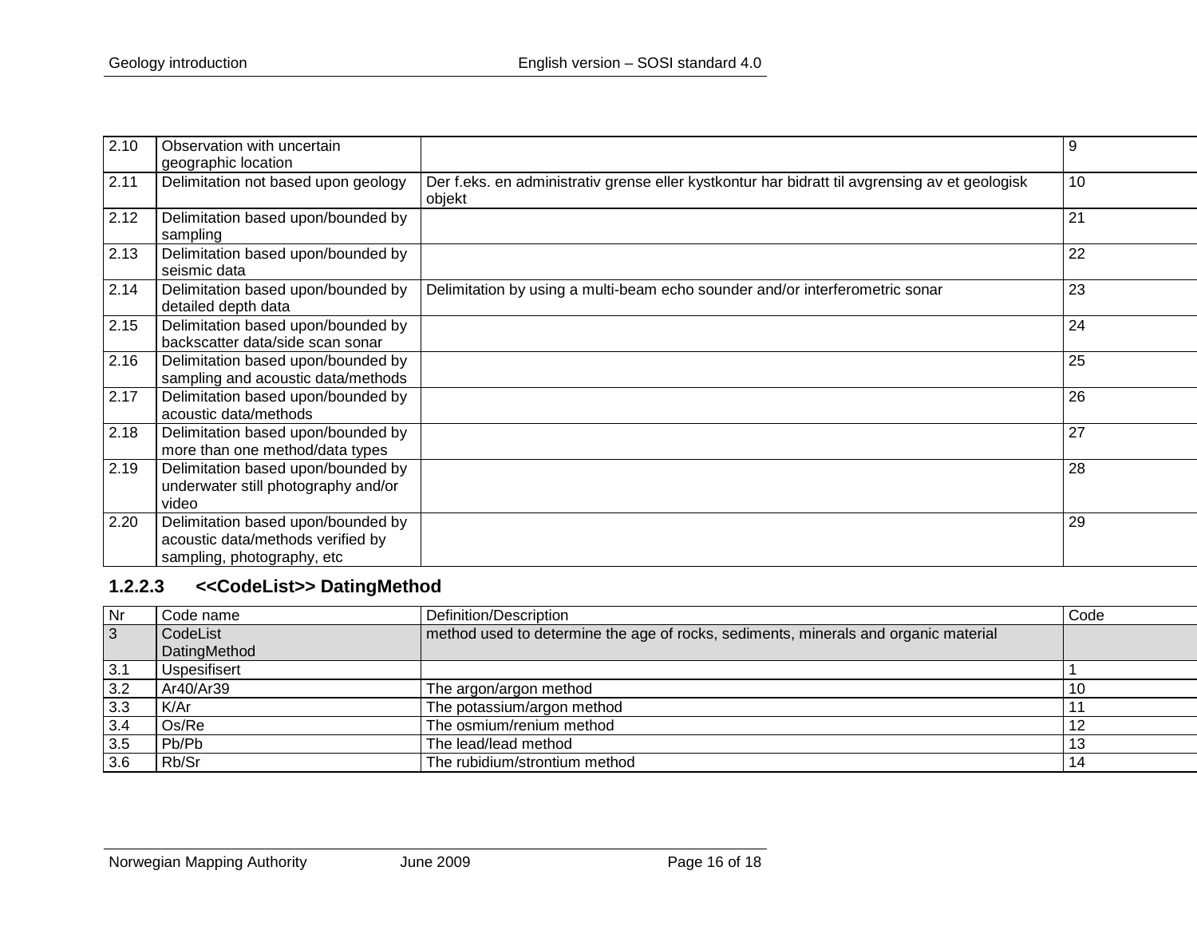| | | | |
|---|---|---|---|
| 2.10 | Observation with uncertain geographic location | | 9 |
| 2.11 | Delimitation not based upon geology | Der f.eks. en administrativ grense eller kystkontur har bidratt til avgrensing av et geologisk objekt | 10 |
| 2.12 | Delimitation based upon/bounded by sampling | | 21 |
| 2.13 | Delimitation based upon/bounded by seismic data | | 22 |
| 2.14 | Delimitation based upon/bounded by detailed depth data | Delimitation by using a multi-beam echo sounder and/or interferometric sonar | 23 |
| 2.15 | Delimitation based upon/bounded by backscatter data/side scan sonar | | 24 |
| 2.16 | Delimitation based upon/bounded by sampling and acoustic data/methods | | 25 |
| 2.17 | Delimitation based upon/bounded by acoustic data/methods | | 26 |
| 2.18 | Delimitation based upon/bounded by more than one method/data types | | 27 |
| 2.19 | Delimitation based upon/bounded by underwater still photography and/or video | | 28 |
| 2.20 | Delimitation based upon/bounded by acoustic data/methods verified by sampling, photography, etc | | 29 |

### 1.2.2.3 <<CodeList>> DatingMethod

| Nr | Code name | Definition/Description | Code |
|---|---|---|---|
| 3 | CodeList DatingMethod | method used to determine the age of rocks, sediments, minerals and organic material | |
| 3.1 | Uspesifisert | | 1 |
| 3.2 | Ar40/Ar39 | The argon/argon method | 10 |
| 3.3 | K/Ar | The potassium/argon method | 11 |
| 3.4 | Os/Re | The osmium/renium method | 12 |
| 3.5 | Pb/Pb | The lead/lead method | 13 |
| 3.6 | Rb/Sr | The rubidium/strontium method | 14 |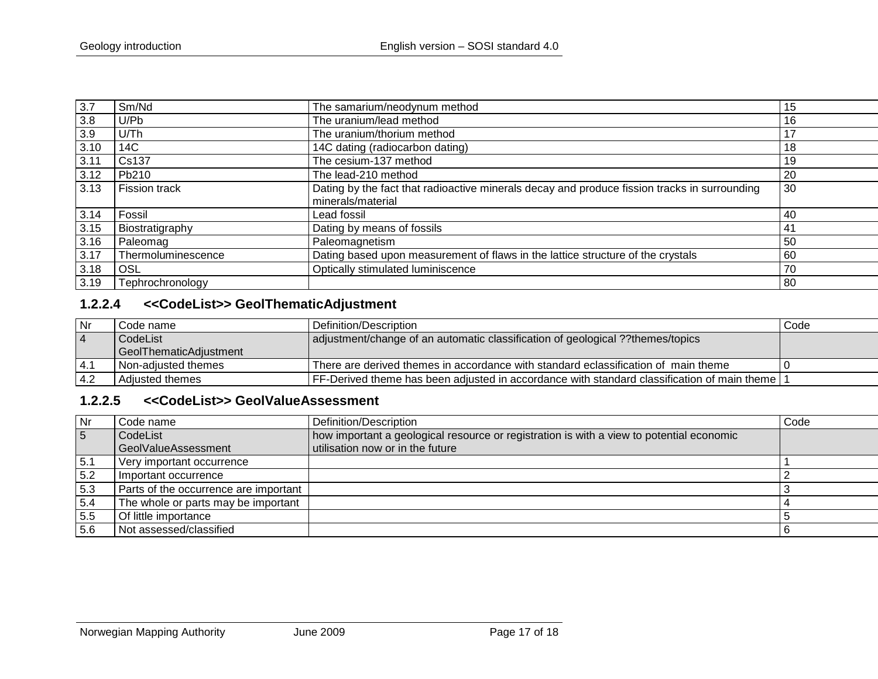| | | | |
|---|---|---|---|
| 3.7 | Sm/Nd | The samarium/neodynum method | 15 |
| 3.8 | U/Pb | The uranium/lead method | 16 |
| 3.9 | U/Th | The uranium/thorium method | 17 |
| 3.10 | 14C | 14C dating (radiocarbon dating) | 18 |
| 3.11 | Cs137 | The cesium-137 method | 19 |
| 3.12 | Pb210 | The lead-210 method | 20 |
| 3.13 | Fission track | Dating by the fact that radioactive minerals decay and produce fission tracks in surrounding minerals/material | 30 |
| 3.14 | Fossil | Lead fossil | 40 |
| 3.15 | Biostratigraphy | Dating by means of fossils | 41 |
| 3.16 | Paleomag | Paleomagnetism | 50 |
| 3.17 | Thermoluminescence | Dating based upon measurement of flaws in the lattice structure of the crystals | 60 |
| 3.18 | OSL | Optically stimulated luminiscence | 70 |
| 3.19 | Tephrochronology | | 80 |

### 1.2.2.4 <<CodeList>> GeolThematicAdjustment

| Nr | Code name | Definition/Description | Code |
|---|---|---|---|
| 4 | CodeList GeolThematicAdjustment | adjustment/change of an automatic classification of geological ??themes/topics | |
| 4.1 | Non-adjusted themes | There are derived themes in accordance with standard eclassification of main theme | 0 |
| 4.2 | Adjusted themes | FF-Derived theme has been adjusted in accordance with standard classification of main theme | 1 |

### 1.2.2.5 <<CodeList>> GeolValueAssessment

| Nr | Code name | Definition/Description | Code |
|---|---|---|---|
| 5 | CodeList GeolValueAssessment | how important a geological resource or registration is with a view to potential economic utilisation now or in the future | |
| 5.1 | Very important occurrence | | 1 |
| 5.2 | Important occurrence | | 2 |
| 5.3 | Parts of the occurrence are important | | 3 |
| 5.4 | The whole or parts may be important | | 4 |
| 5.5 | Of little importance | | 5 |
| 5.6 | Not assessed/classified | | 6 |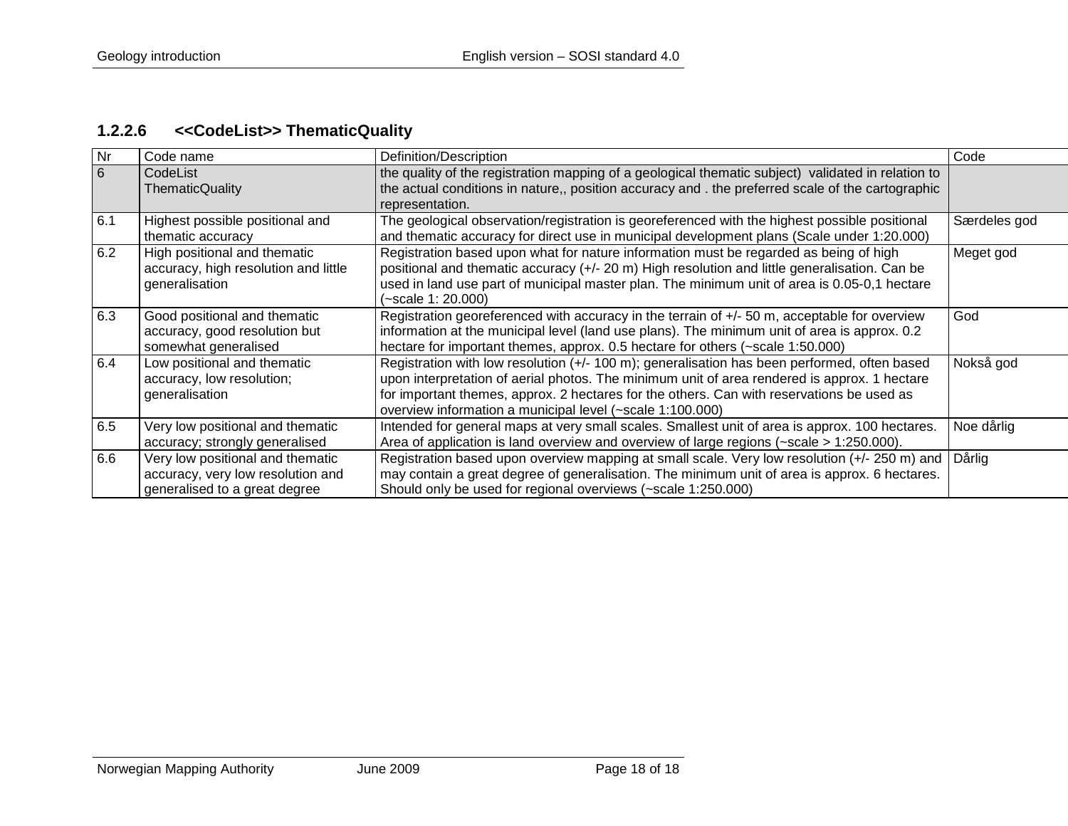### 1.2.2.6 <<CodeList>> ThematicQuality

| Nr | Code name | Definition/Description | Code |
|---|---|---|---|
| 6 | CodeList ThematicQuality | the quality of the registration mapping of a geological thematic subject) validated in relation to the actual conditions in nature,, position accuracy and . the preferred scale of the cartographic representation. | |
| 6.1 | Highest possible positional and thematic accuracy | The geological observation/registration is georeferenced with the highest possible positional and thematic accuracy for direct use in municipal development plans (Scale under 1:20.000) | Særdeles god |
| 6.2 | High positional and thematic accuracy, high resolution and little generalisation | Registration based upon what for nature information must be regarded as being of high positional and thematic accuracy (+/- 20 m) High resolution and little generalisation. Can be used in land use part of municipal master plan. The minimum unit of area is 0.05-0,1 hectare (~scale 1: 20.000) | Meget god |
| 6.3 | Good positional and thematic accuracy, good resolution but somewhat generalised | Registration georeferenced with accuracy in the terrain of +/- 50 m, acceptable for overview information at the municipal level (land use plans). The minimum unit of area is approx. 0.2 hectare for important themes, approx. 0.5 hectare for others (~scale 1:50.000) | God |
| 6.4 | Low positional and thematic accuracy, low resolution; generalisation | Registration with low resolution (+/- 100 m); generalisation has been performed, often based upon interpretation of aerial photos. The minimum unit of area rendered is approx. 1 hectare for important themes, approx. 2 hectares for the others. Can with reservations be used as overview information a municipal level (~scale 1:100.000) | Nokså god |
| 6.5 | Very low positional and thematic accuracy; strongly generalised | Intended for general maps at very small scales. Smallest unit of area is approx. 100 hectares. Area of application is land overview and overview of large regions (~scale > 1:250.000). | Noe dårlig |
| 6.6 | Very low positional and thematic accuracy, very low resolution and generalised to a great degree | Registration based upon overview mapping at small scale. Very low resolution (+/- 250 m) and may contain a great degree of generalisation. The minimum unit of area is approx. 6 hectares. Should only be used for regional overviews (~scale 1:250.000) | Dårlig |